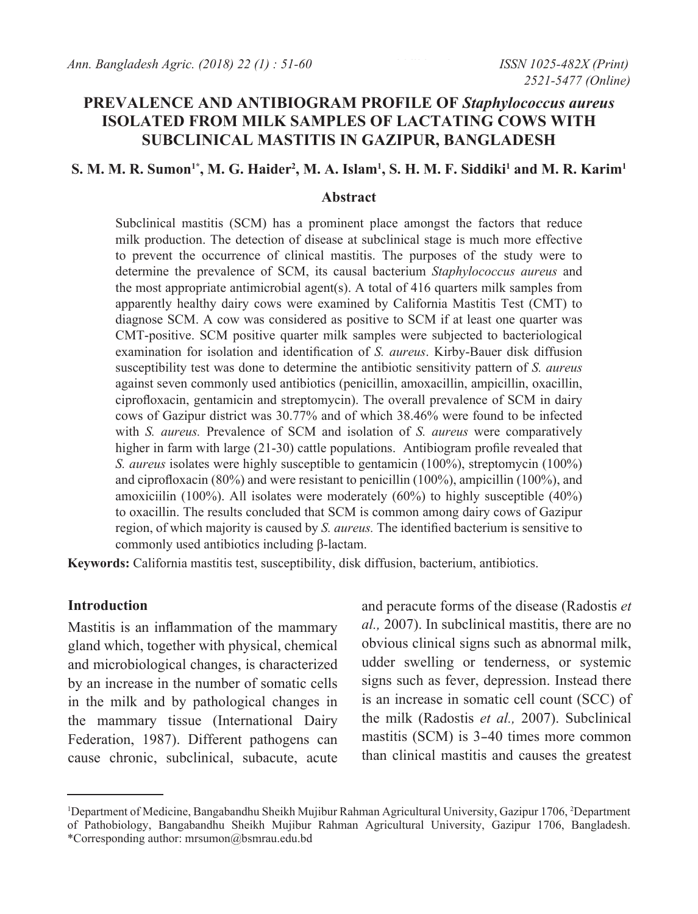# PREVALENCE AND ANTIBIOGRAM PROFILE OF *Staphylococcus aureus* ISOLATED FROM MILK SAMPLES OF LACTATING COWS WITH SUBCLINICAL MASTITIS IN GAZIPUR, BANGLADESH

**S. M. M. R. Sumon[1*], M. G. Haider[2], M. A. Islam[1], S. H. M. F. Siddiki[1] and M. R. Karim[1]**

## Abstract

Subclinical mastitis (SCM) has a prominent place amongst the factors that reduce milk production. The detection of disease at subclinical stage is much more effective to prevent the occurrence of clinical mastitis. The purposes of the study were to determine the prevalence of SCM, its causal bacterium *Staphylococcus aureus* and the most appropriate antimicrobial agent(s). A total of 416 quarters milk samples from apparently healthy dairy cows were examined by California Mastitis Test (CMT) to diagnose SCM. A cow was considered as positive to SCM if at least one quarter was CMT-positive. SCM positive quarter milk samples were subjected to bacteriological examination for isolation and identification of *S. aureus*. Kirby-Bauer disk diffusion susceptibility test was done to determine the antibiotic sensitivity pattern of *S. aureus* against seven commonly used antibiotics (penicillin, amoxacillin, ampicillin, oxacillin, ciprofloxacin, gentamicin and streptomycin). The overall prevalence of SCM in dairy cows of Gazipur district was 30.77% and of which 38.46% were found to be infected with *S. aureus.* Prevalence of SCM and isolation of *S. aureus* were comparatively higher in farm with large (21-30) cattle populations. Antibiogram profile revealed that *S. aureus* isolates were highly susceptible to gentamicin (100%), streptomycin (100%) and ciprofloxacin (80%) and were resistant to penicillin (100%), ampicillin (100%), and amoxiciilin (100%). All isolates were moderately (60%) to highly susceptible (40%) to oxacillin. The results concluded that SCM is common among dairy cows of Gazipur region, of which majority is caused by *S. aureus.* The identified bacterium is sensitive to commonly used antibiotics including β-lactam.

**Keywords:** California mastitis test, susceptibility, disk diffusion, bacterium, antibiotics.

## Introduction

Mastitis is an inflammation of the mammary gland which, together with physical, chemical and microbiological changes, is characterized by an increase in the number of somatic cells in the milk and by pathological changes in the mammary tissue (International Dairy Federation, 1987). Different pathogens can cause chronic, subclinical, subacute, acute and peracute forms of the disease (Radostis *et al.,* 2007). In subclinical mastitis, there are no obvious clinical signs such as abnormal milk, udder swelling or tenderness, or systemic signs such as fever, depression. Instead there is an increase in somatic cell count (SCC) of the milk (Radostis *et al.,* 2007). Subclinical mastitis (SCM) is 3-40 times more common than clinical mastitis and causes the greatest

[1]Department of Medicine, Bangabandhu Sheikh Mujibur Rahman Agricultural University, Gazipur 1706, [2]Department of Pathobiology, Bangabandhu Sheikh Mujibur Rahman Agricultural University, Gazipur 1706, Bangladesh. *Corresponding author: mrsumon@bsmrau.edu.bd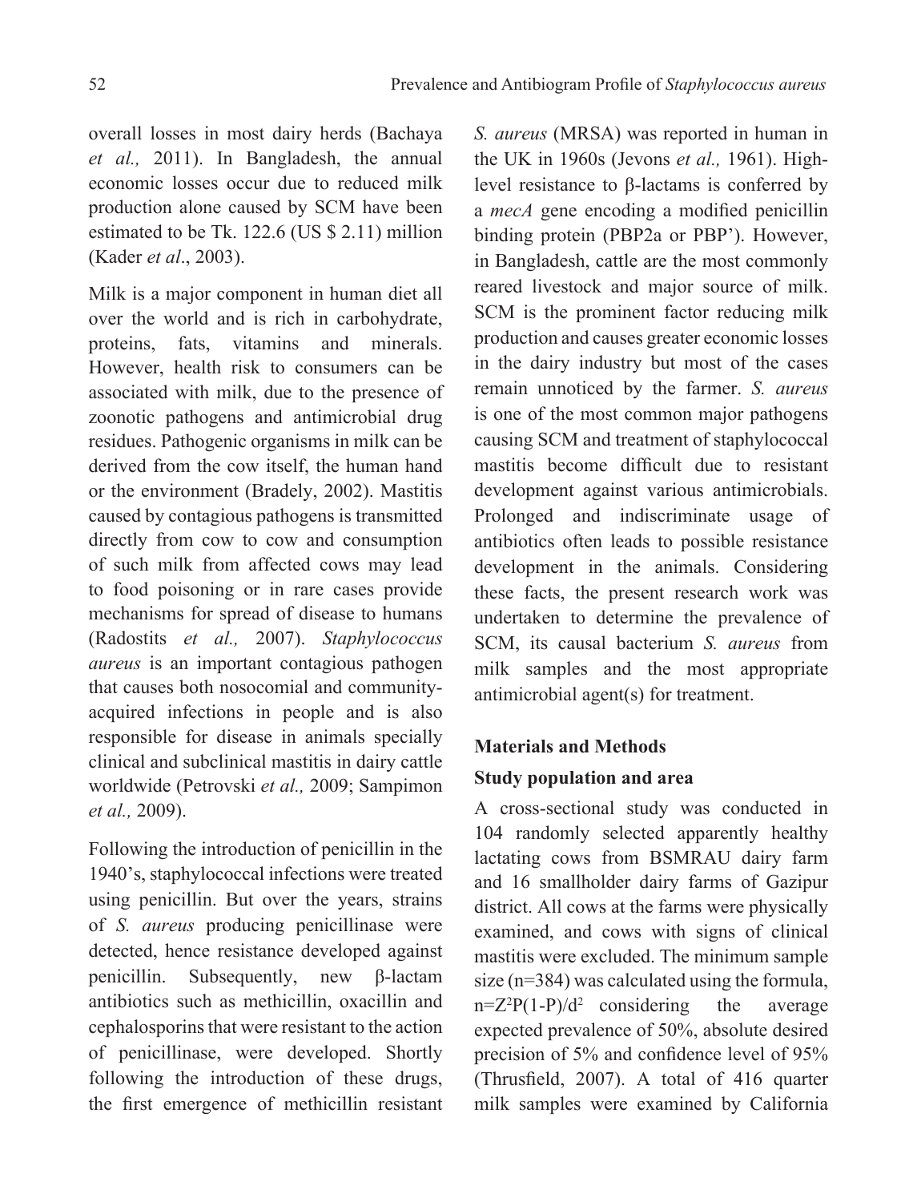overall losses in most dairy herds (Bachaya *et al.,* 2011). In Bangladesh, the annual economic losses occur due to reduced milk production alone caused by SCM have been estimated to be Tk. 122.6 (US $ 2.11) million (Kader *et al*., 2003).

Milk is a major component in human diet all over the world and is rich in carbohydrate, proteins, fats, vitamins and minerals. However, health risk to consumers can be associated with milk, due to the presence of zoonotic pathogens and antimicrobial drug residues. Pathogenic organisms in milk can be derived from the cow itself, the human hand or the environment (Bradely, 2002). Mastitis caused by contagious pathogens is transmitted directly from cow to cow and consumption of such milk from affected cows may lead to food poisoning or in rare cases provide mechanisms for spread of disease to humans (Radostits *et al.,* 2007). *Staphylococcus aureus* is an important contagious pathogen that causes both nosocomial and community-acquired infections in people and is also responsible for disease in animals specially clinical and subclinical mastitis in dairy cattle worldwide (Petrovski *et al.,* 2009; Sampimon *et al.,* 2009).

Following the introduction of penicillin in the 1940's, staphylococcal infections were treated using penicillin. But over the years, strains of *S. aureus* producing penicillinase were detected, hence resistance developed against penicillin. Subsequently, new β-lactam antibiotics such as methicillin, oxacillin and cephalosporins that were resistant to the action of penicillinase, were developed. Shortly following the introduction of these drugs, the first emergence of methicillin resistant *S. aureus* (MRSA) was reported in human in the UK in 1960s (Jevons *et al.,* 1961). High-level resistance to β-lactams is conferred by a *mecA* gene encoding a modified penicillin binding protein (PBP2a or PBP'). However, in Bangladesh, cattle are the most commonly reared livestock and major source of milk. SCM is the prominent factor reducing milk production and causes greater economic losses in the dairy industry but most of the cases remain unnoticed by the farmer. *S. aureus* is one of the most common major pathogens causing SCM and treatment of staphylococcal mastitis become difficult due to resistant development against various antimicrobials. Prolonged and indiscriminate usage of antibiotics often leads to possible resistance development in the animals. Considering these facts, the present research work was undertaken to determine the prevalence of SCM, its causal bacterium *S. aureus* from milk samples and the most appropriate antimicrobial agent(s) for treatment.

## Materials and Methods

### Study population and area

A cross-sectional study was conducted in 104 randomly selected apparently healthy lactating cows from BSMRAU dairy farm and 16 smallholder dairy farms of Gazipur district. All cows at the farms were physically examined, and cows with signs of clinical mastitis were excluded. The minimum sample size (n=384) was calculated using the formula, $n=Z^2P(1-P)/d^2$ considering the average expected prevalence of 50%, absolute desired precision of 5% and confidence level of 95% (Thrusfield, 2007). A total of 416 quarter milk samples were examined by California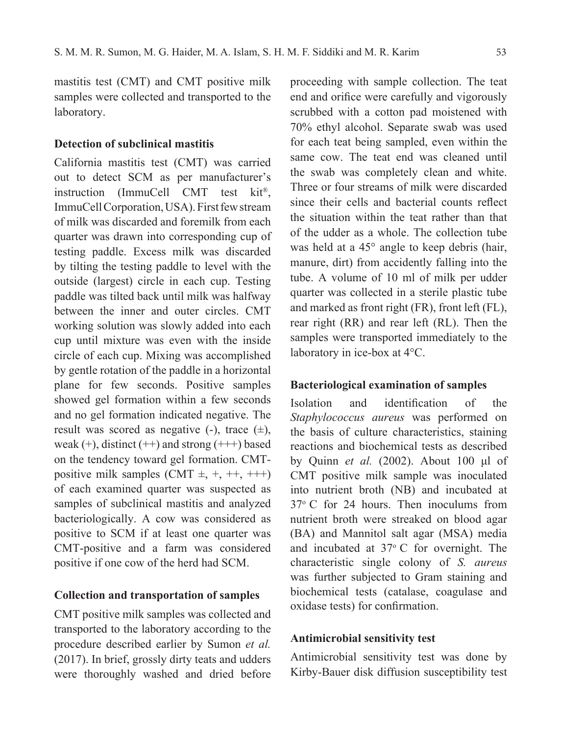mastitis test (CMT) and CMT positive milk samples were collected and transported to the laboratory.

### Detection of subclinical mastitis

California mastitis test (CMT) was carried out to detect SCM as per manufacturer's instruction (ImmuCell CMT test kit®, ImmuCell Corporation, USA). First few stream of milk was discarded and foremilk from each quarter was drawn into corresponding cup of testing paddle. Excess milk was discarded by tilting the testing paddle to level with the outside (largest) circle in each cup. Testing paddle was tilted back until milk was halfway between the inner and outer circles. CMT working solution was slowly added into each cup until mixture was even with the inside circle of each cup. Mixing was accomplished by gentle rotation of the paddle in a horizontal plane for few seconds. Positive samples showed gel formation within a few seconds and no gel formation indicated negative. The result was scored as negative (-), trace (±), weak (+), distinct (++) and strong (+++) based on the tendency toward gel formation. CMT-positive milk samples (CMT ±, +, ++, +++) of each examined quarter was suspected as samples of subclinical mastitis and analyzed bacteriologically. A cow was considered as positive to SCM if at least one quarter was CMT-positive and a farm was considered positive if one cow of the herd had SCM.

### Collection and transportation of samples

CMT positive milk samples was collected and transported to the laboratory according to the procedure described earlier by Sumon *et al.* (2017). In brief, grossly dirty teats and udders were thoroughly washed and dried before proceeding with sample collection. The teat end and orifice were carefully and vigorously scrubbed with a cotton pad moistened with 70% ethyl alcohol. Separate swab was used for each teat being sampled, even within the same cow. The teat end was cleaned until the swab was completely clean and white. Three or four streams of milk were discarded since their cells and bacterial counts reflect the situation within the teat rather than that of the udder as a whole. The collection tube was held at a 45° angle to keep debris (hair, manure, dirt) from accidently falling into the tube. A volume of 10 ml of milk per udder quarter was collected in a sterile plastic tube and marked as front right (FR), front left (FL), rear right (RR) and rear left (RL). Then the samples were transported immediately to the laboratory in ice-box at 4°C.

### Bacteriological examination of samples

Isolation and identification of the *Staphylococcus aureus* was performed on the basis of culture characteristics, staining reactions and biochemical tests as described by Quinn *et al.* (2002). About 100 µl of CMT positive milk sample was inoculated into nutrient broth (NB) and incubated at 37° C for 24 hours. Then inoculums from nutrient broth were streaked on blood agar (BA) and Mannitol salt agar (MSA) media and incubated at 37° C for overnight. The characteristic single colony of *S. aureus* was further subjected to Gram staining and biochemical tests (catalase, coagulase and oxidase tests) for confirmation.

### Antimicrobial sensitivity test

Antimicrobial sensitivity test was done by Kirby-Bauer disk diffusion susceptibility test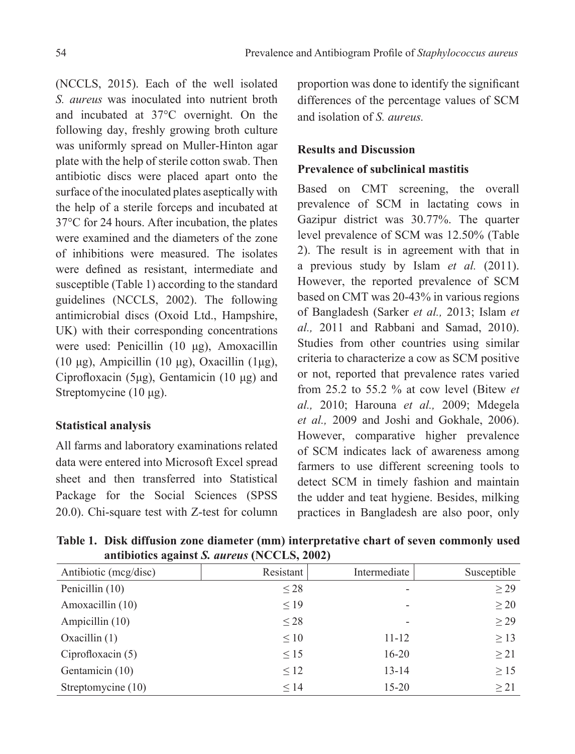(NCCLS, 2015). Each of the well isolated *S. aureus* was inoculated into nutrient broth and incubated at 37°C overnight. On the following day, freshly growing broth culture was uniformly spread on Muller-Hinton agar plate with the help of sterile cotton swab. Then antibiotic discs were placed apart onto the surface of the inoculated plates aseptically with the help of a sterile forceps and incubated at 37°C for 24 hours. After incubation, the plates were examined and the diameters of the zone of inhibitions were measured. The isolates were defined as resistant, intermediate and susceptible (Table 1) according to the standard guidelines (NCCLS, 2002). The following antimicrobial discs (Oxoid Ltd., Hampshire, UK) with their corresponding concentrations were used: Penicillin (10 μg), Amoxacillin (10 μg), Ampicillin (10 μg), Oxacillin (1μg), Ciprofloxacin (5μg), Gentamicin (10 μg) and Streptomycine (10 μg).

**Statistical analysis**

All farms and laboratory examinations related data were entered into Microsoft Excel spread sheet and then transferred into Statistical Package for the Social Sciences (SPSS 20.0). Chi-square test with Z-test for column proportion was done to identify the significant differences of the percentage values of SCM and isolation of *S. aureus.*

## Results and Discussion

### Prevalence of subclinical mastitis

Based on CMT screening, the overall prevalence of SCM in lactating cows in Gazipur district was 30.77%. The quarter level prevalence of SCM was 12.50% (Table 2). The result is in agreement with that in a previous study by Islam *et al.* (2011). However, the reported prevalence of SCM based on CMT was 20-43% in various regions of Bangladesh (Sarker *et al.,* 2013; Islam *et al.,* 2011 and Rabbani and Samad, 2010). Studies from other countries using similar criteria to characterize a cow as SCM positive or not, reported that prevalence rates varied from 25.2 to 55.2 % at cow level (Bitew *et al.,* 2010; Harouna *et al.,* 2009; Mdegela *et al.,* 2009 and Joshi and Gokhale, 2006). However, comparative higher prevalence of SCM indicates lack of awareness among farmers to use different screening tools to detect SCM in timely fashion and maintain the udder and teat hygiene. Besides, milking practices in Bangladesh are also poor, only

**Table 1. Disk diffusion zone diameter (mm) interpretative chart of seven commonly used antibiotics against *S. aureus* (NCCLS, 2002)**

| Antibiotic (mcg/disc) | Resistant | Intermediate | Susceptible |
|---|---|---|---|
| Penicillin (10) | ≤ 28 | - | ≥ 29 |
| Amoxacillin (10) | ≤ 19 | - | ≥ 20 |
| Ampicillin (10) | ≤ 28 | - | ≥ 29 |
| Oxacillin (1) | ≤ 10 | 11-12 | ≥ 13 |
| Ciprofloxacin (5) | ≤ 15 | 16-20 | ≥ 21 |
| Gentamicin (10) | ≤ 12 | 13-14 | ≥ 15 |
| Streptomycine (10) | ≤ 14 | 15-20 | ≥ 21 |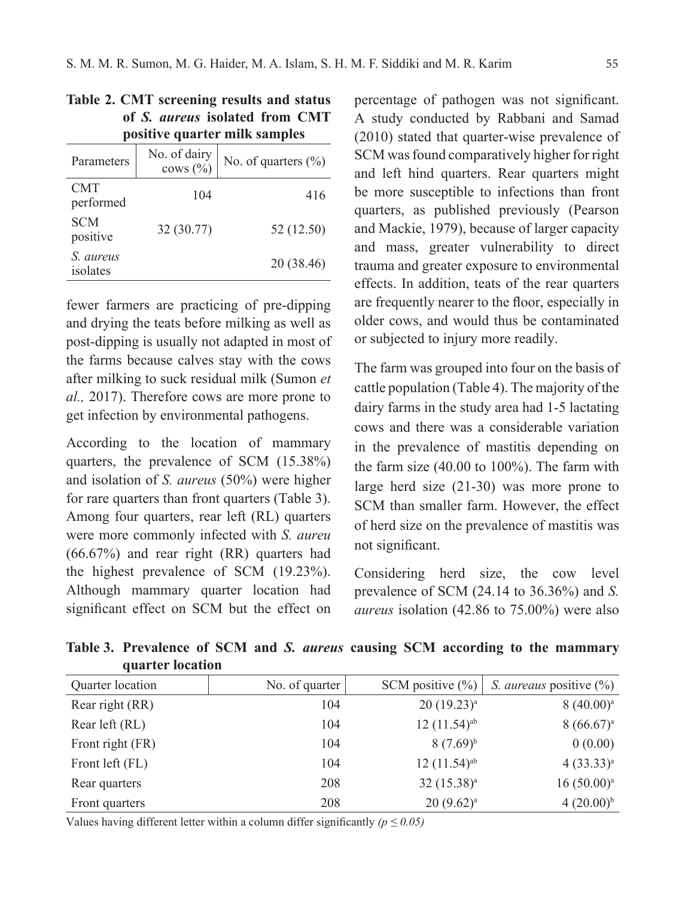**Table 2. CMT screening results and status of *S. aureus* isolated from CMT positive quarter milk samples**

| Parameters | No. of dairy cows (%) | No. of quarters (%) |
|---|---|---|
| CMT performed | 104 | 416 |
| SCM positive | 32 (30.77) | 52 (12.50) |
| *S. aureus* isolates | | 20 (38.46) |

fewer farmers are practicing of pre-dipping and drying the teats before milking as well as post-dipping is usually not adapted in most of the farms because calves stay with the cows after milking to suck residual milk (Sumon *et al.,* 2017). Therefore cows are more prone to get infection by environmental pathogens.

According to the location of mammary quarters, the prevalence of SCM (15.38%) and isolation of *S. aureus* (50%) were higher for rare quarters than front quarters (Table 3). Among four quarters, rear left (RL) quarters were more commonly infected with *S. aureu* (66.67%) and rear right (RR) quarters had the highest prevalence of SCM (19.23%). Although mammary quarter location had significant effect on SCM but the effect on percentage of pathogen was not significant. A study conducted by Rabbani and Samad (2010) stated that quarter-wise prevalence of SCM was found comparatively higher for right and left hind quarters. Rear quarters might be more susceptible to infections than front quarters, as published previously (Pearson and Mackie, 1979), because of larger capacity and mass, greater vulnerability to direct trauma and greater exposure to environmental effects. In addition, teats of the rear quarters are frequently nearer to the floor, especially in older cows, and would thus be contaminated or subjected to injury more readily.

The farm was grouped into four on the basis of cattle population (Table 4). The majority of the dairy farms in the study area had 1-5 lactating cows and there was a considerable variation in the prevalence of mastitis depending on the farm size (40.00 to 100%). The farm with large herd size (21-30) was more prone to SCM than smaller farm. However, the effect of herd size on the prevalence of mastitis was not significant.

Considering herd size, the cow level prevalence of SCM (24.14 to 36.36%) and *S. aureus* isolation (42.86 to 75.00%) were also

**Table 3. Prevalence of SCM and *S. aureus* causing SCM according to the mammary quarter location**

| Quarter location | No. of quarter | SCM positive (%) | *S. aureaus* positive (%) |
|---|---|---|---|
| Rear right (RR) | 104 | 20 (19.23)[a] | 8 (40.00)[a] |
| Rear left (RL) | 104 | 12 (11.54)[ab] | 8 (66.67)[a] |
| Front right (FR) | 104 | 8 (7.69)[b] | 0 (0.00) |
| Front left (FL) | 104 | 12 (11.54)[ab] | 4 (33.33)[a] |
| Rear quarters | 208 | 32 (15.38)[a] | 16 (50.00)[a] |
| Front quarters | 208 | 20 (9.62)[a] | 4 (20.00)[b] |

Values having different letter within a column differ significantly *($p \leq 0.05$)*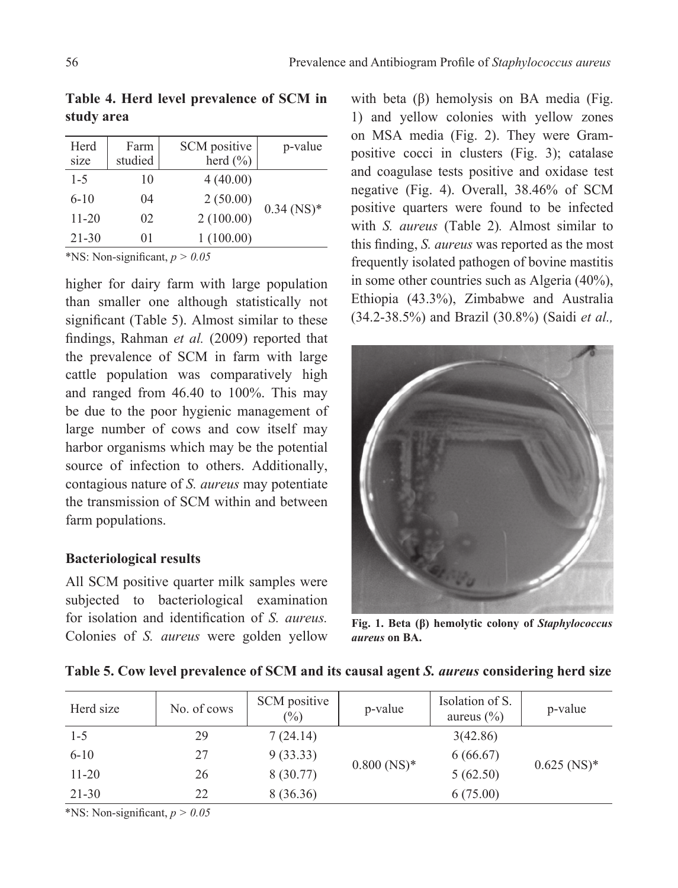**Table 4. Herd level prevalence of SCM in study area**

| Herd size | Farm studied | SCM positive herd (%) | p-value |
|---|---|---|---|
| 1-5 | 10 | 4 (40.00) | 0.34 (NS)* |
| 6-10 | 04 | 2 (50.00) | |
| 11-20 | 02 | 2 (100.00) | |
| 21-30 | 01 | 1 (100.00) | |

*NS: Non-significant, $p > 0.05$

higher for dairy farm with large population than smaller one although statistically not significant (Table 5). Almost similar to these findings, Rahman *et al.* (2009) reported that the prevalence of SCM in farm with large cattle population was comparatively high and ranged from 46.40 to 100%. This may be due to the poor hygienic management of large number of cows and cow itself may harbor organisms which may be the potential source of infection to others. Additionally, contagious nature of *S. aureus* may potentiate the transmission of SCM within and between farm populations.

### Bacteriological results

All SCM positive quarter milk samples were subjected to bacteriological examination for isolation and identification of *S. aureus.* Colonies of *S. aureus* were golden yellow with beta (β) hemolysis on BA media (Fig. 1) and yellow colonies with yellow zones on MSA media (Fig. 2). They were Gram-positive cocci in clusters (Fig. 3); catalase and coagulase tests positive and oxidase test negative (Fig. 4). Overall, 38.46% of SCM positive quarters were found to be infected with *S. aureus* (Table 2). Almost similar to this finding, *S. aureus* was reported as the most frequently isolated pathogen of bovine mastitis in some other countries such as Algeria (40%), Ethiopia (43.3%), Zimbabwe and Australia (34.2-38.5%) and Brazil (30.8%) (Saidi *et al.,*

**Fig. 1. Beta (β) hemolytic colony of *Staphylococcus aureus* on BA.**

**Table 5. Cow level prevalence of SCM and its causal agent *S. aureus* considering herd size**

| Herd size | No. of cows | SCM positive (%) | p-value | Isolation of S. aureus (%) | p-value |
|---|---|---|---|---|---|
| 1-5 | 29 | 7 (24.14) | 0.800 (NS)* | 3(42.86) | 0.625 (NS)* |
| 6-10 | 27 | 9 (33.33) | | 6 (66.67) | |
| 11-20 | 26 | 8 (30.77) | | 5 (62.50) | |
| 21-30 | 22 | 8 (36.36) | | 6 (75.00) | |

*NS: Non-significant, $p > 0.05$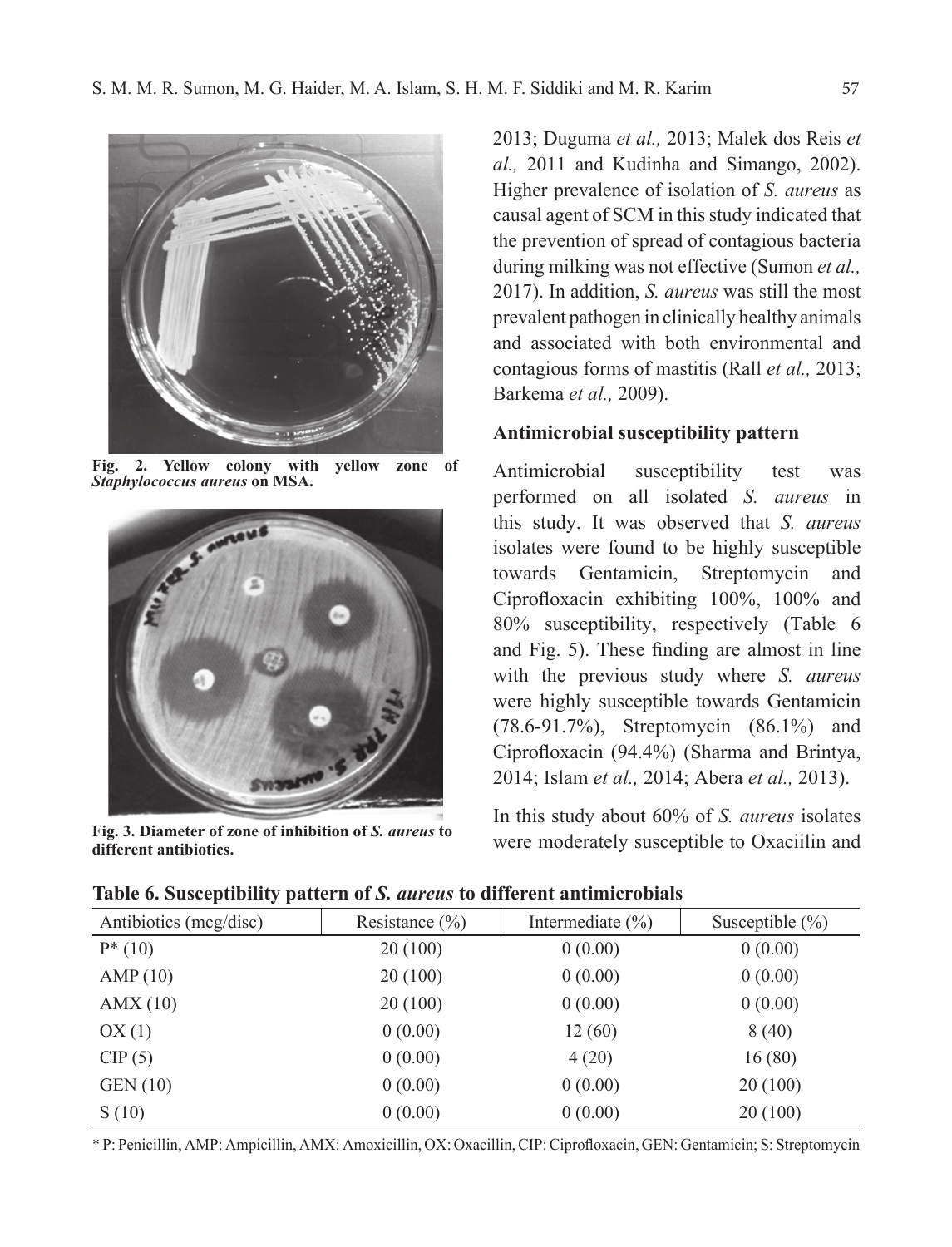2013; Duguma *et al.,* 2013; Malek dos Reis *et al.,* 2011 and Kudinha and Simango, 2002). Higher prevalence of isolation of *S. aureus* as causal agent of SCM in this study indicated that the prevention of spread of contagious bacteria during milking was not effective (Sumon *et al.,* 2017). In addition, *S. aureus* was still the most prevalent pathogen in clinically healthy animals and associated with both environmental and contagious forms of mastitis (Rall *et al.,* 2013; Barkema *et al.,* 2009).

**Fig. 2. Yellow colony with yellow zone of *Staphylococcus aureus* on MSA.**

**Fig. 3. Diameter of zone of inhibition of *S. aureus* to different antibiotics.**

### Antimicrobial susceptibility pattern

Antimicrobial susceptibility test was performed on all isolated *S. aureus* in this study. It was observed that *S. aureus* isolates were found to be highly susceptible towards Gentamicin, Streptomycin and Ciprofloxacin exhibiting 100%, 100% and 80% susceptibility, respectively (Table 6 and Fig. 5). These finding are almost in line with the previous study where *S. aureus* were highly susceptible towards Gentamicin (78.6-91.7%), Streptomycin (86.1%) and Ciprofloxacin (94.4%) (Sharma and Brintya, 2014; Islam *et al.,* 2014; Abera *et al.,* 2013).

In this study about 60% of *S. aureus* isolates were moderately susceptible to Oxaciilin and

**Table 6. Susceptibility pattern of *S. aureus* to different antimicrobials**

| Antibiotics (mcg/disc) | Resistance (%) | Intermediate (%) | Susceptible (%) |
|---|---|---|---|
| P* (10) | 20 (100) | 0 (0.00) | 0 (0.00) |
| AMP (10) | 20 (100) | 0 (0.00) | 0 (0.00) |
| AMX (10) | 20 (100) | 0 (0.00) | 0 (0.00) |
| OX (1) | 0 (0.00) | 12 (60) | 8 (40) |
| CIP (5) | 0 (0.00) | 4 (20) | 16 (80) |
| GEN (10) | 0 (0.00) | 0 (0.00) | 20 (100) |
| S (10) | 0 (0.00) | 0 (0.00) | 20 (100) |

\* P: Penicillin, AMP: Ampicillin, AMX: Amoxicillin, OX: Oxacillin, CIP: Ciprofloxacin, GEN: Gentamicin; S: Streptomycin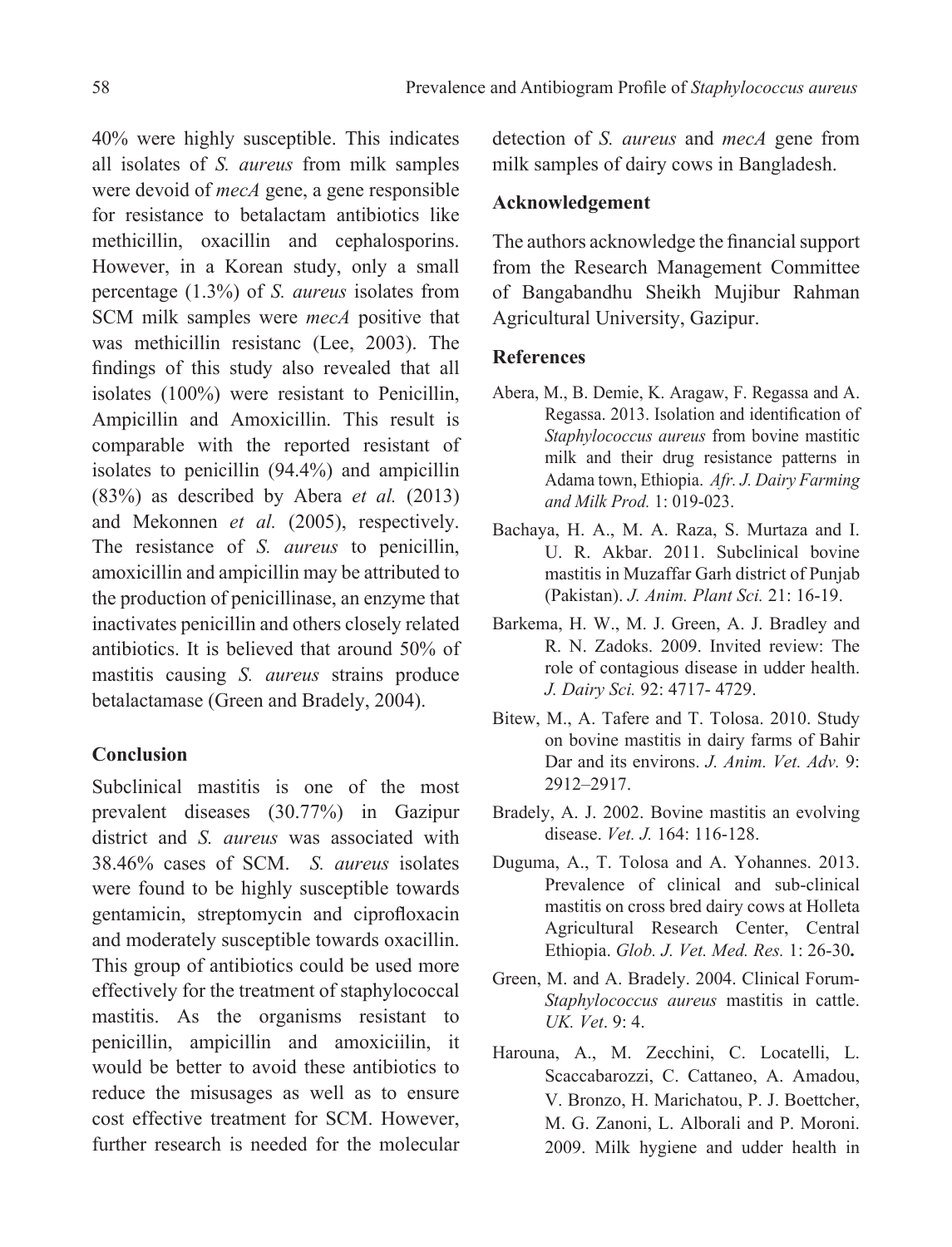40% were highly susceptible. This indicates all isolates of *S. aureus* from milk samples were devoid of *mecA* gene, a gene responsible for resistance to betalactam antibiotics like methicillin, oxacillin and cephalosporins. However, in a Korean study, only a small percentage (1.3%) of *S. aureus* isolates from SCM milk samples were *mecA* positive that was methicillin resistanc (Lee, 2003). The findings of this study also revealed that all isolates (100%) were resistant to Penicillin, Ampicillin and Amoxicillin. This result is comparable with the reported resistant of isolates to penicillin (94.4%) and ampicillin (83%) as described by Abera *et al.* (2013) and Mekonnen *et al.* (2005), respectively. The resistance of *S. aureus* to penicillin, amoxicillin and ampicillin may be attributed to the production of penicillinase, an enzyme that inactivates penicillin and others closely related antibiotics. It is believed that around 50% of mastitis causing *S. aureus* strains produce betalactamase (Green and Bradely, 2004).

## Conclusion

Subclinical mastitis is one of the most prevalent diseases (30.77%) in Gazipur district and *S. aureus* was associated with 38.46% cases of SCM. *S. aureus* isolates were found to be highly susceptible towards gentamicin, streptomycin and ciprofloxacin and moderately susceptible towards oxacillin. This group of antibiotics could be used more effectively for the treatment of staphylococcal mastitis. As the organisms resistant to penicillin, ampicillin and amoxiciilin, it would be better to avoid these antibiotics to reduce the misusages as well as to ensure cost effective treatment for SCM. However, further research is needed for the molecular detection of *S. aureus* and *mecA* gene from milk samples of dairy cows in Bangladesh.

## Acknowledgement

The authors acknowledge the financial support from the Research Management Committee of Bangabandhu Sheikh Mujibur Rahman Agricultural University, Gazipur.

## References

Abera, M., B. Demie, K. Aragaw, F. Regassa and A. Regassa. 2013. Isolation and identification of *Staphylococcus aureus* from bovine mastitic milk and their drug resistance patterns in Adama town, Ethiopia. *Afr. J. Dairy Farming and Milk Prod.* 1: 019-023.

Bachaya, H. A., M. A. Raza, S. Murtaza and I. U. R. Akbar. 2011. Subclinical bovine mastitis in Muzaffar Garh district of Punjab (Pakistan). *J. Anim. Plant Sci.* 21: 16-19.

Barkema, H. W., M. J. Green, A. J. Bradley and R. N. Zadoks. 2009. Invited review: The role of contagious disease in udder health. *J. Dairy Sci.* 92: 4717- 4729.

Bitew, M., A. Tafere and T. Tolosa. 2010. Study on bovine mastitis in dairy farms of Bahir Dar and its environs. *J. Anim. Vet. Adv.* 9: 2912–2917.

Bradely, A. J. 2002. Bovine mastitis an evolving disease. *Vet. J.* 164: 116-128.

Duguma, A., T. Tolosa and A. Yohannes. 2013. Prevalence of clinical and sub-clinical mastitis on cross bred dairy cows at Holleta Agricultural Research Center, Central Ethiopia. *Glob. J. Vet. Med. Res.* 1: 26-30**.**

Green, M. and A. Bradely. 2004. Clinical Forum-*Staphylococcus aureus* mastitis in cattle. *UK. Vet*. 9: 4.

Harouna, A., M. Zecchini, C. Locatelli, L. Scaccabarozzi, C. Cattaneo, A. Amadou, V. Bronzo, H. Marichatou, P. J. Boettcher, M. G. Zanoni, L. Alborali and P. Moroni. 2009. Milk hygiene and udder health in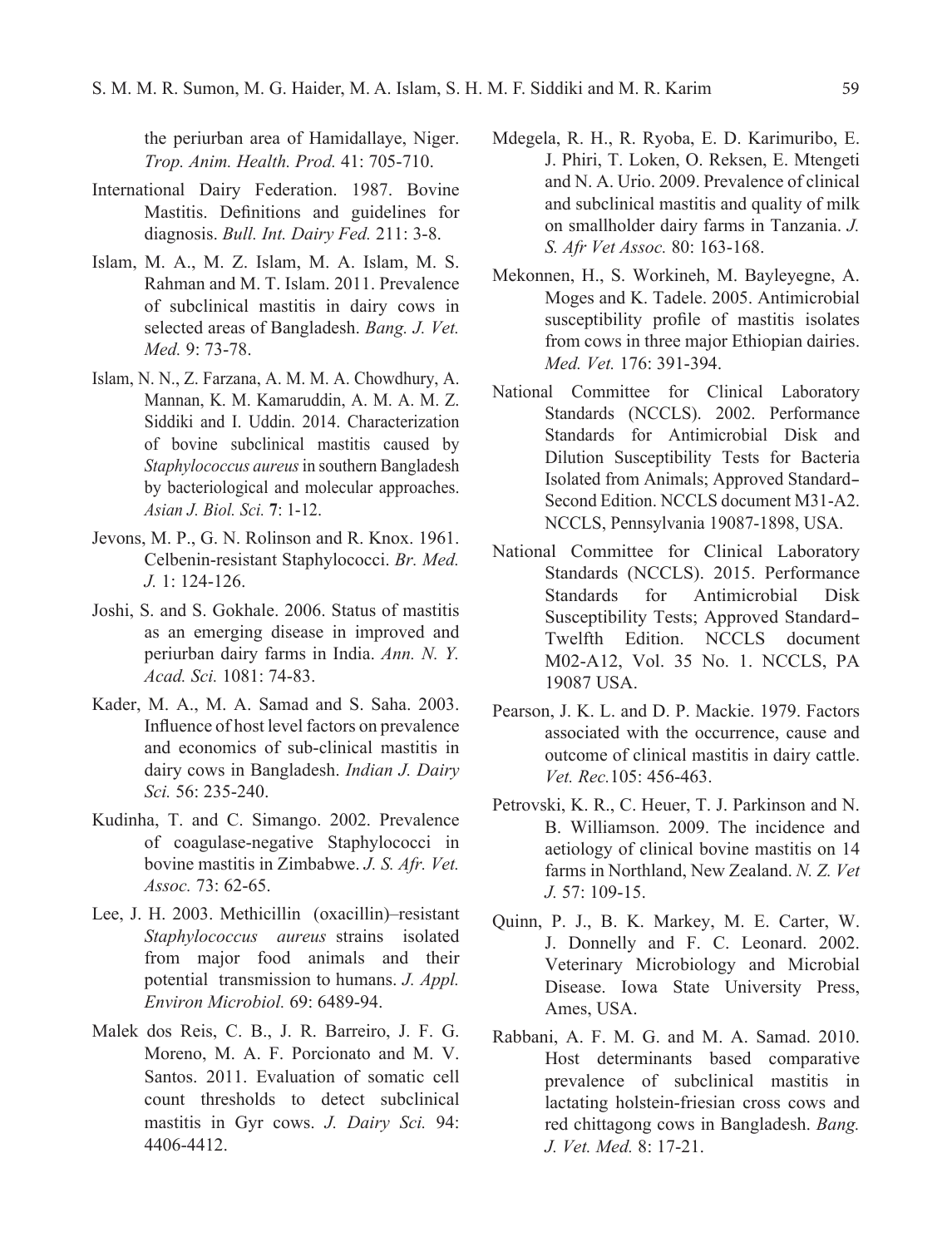the periurban area of Hamidallaye, Niger. *Trop. Anim. Health. Prod.* 41: 705-710.

International Dairy Federation. 1987. Bovine Mastitis. Definitions and guidelines for diagnosis. *Bull. Int. Dairy Fed.* 211: 3-8.

Islam, M. A., M. Z. Islam, M. A. Islam, M. S. Rahman and M. T. Islam. 2011. Prevalence of subclinical mastitis in dairy cows in selected areas of Bangladesh. *Bang. J. Vet. Med.* 9: 73-78.

Islam, N. N., Z. Farzana, A. M. M. A. Chowdhury, A. Mannan, K. M. Kamaruddin, A. M. A. M. Z. Siddiki and I. Uddin. 2014. Characterization of bovine subclinical mastitis caused by *Staphylococcus aureus* in southern Bangladesh by bacteriological and molecular approaches. *Asian J. Biol. Sci.* **7**: 1-12.

Jevons, M. P., G. N. Rolinson and R. Knox. 1961. Celbenin-resistant Staphylococci. *Br. Med. J.* 1: 124-126.

Joshi, S. and S. Gokhale. 2006. Status of mastitis as an emerging disease in improved and periurban dairy farms in India. *Ann. N. Y. Acad. Sci.* 1081: 74-83.

Kader, M. A., M. A. Samad and S. Saha. 2003. Influence of host level factors on prevalence and economics of sub-clinical mastitis in dairy cows in Bangladesh. *Indian J. Dairy Sci.* 56: 235-240.

Kudinha, T. and C. Simango. 2002. Prevalence of coagulase-negative Staphylococci in bovine mastitis in Zimbabwe. *J. S. Afr. Vet. Assoc.* 73: 62-65.

Lee, J. H. 2003. Methicillin (oxacillin)–resistant *Staphylococcus aureus* strains isolated from major food animals and their potential transmission to humans. *J. Appl. Environ Microbiol.* 69: 6489-94.

Malek dos Reis, C. B., J. R. Barreiro, J. F. G. Moreno, M. A. F. Porcionato and M. V. Santos. 2011. Evaluation of somatic cell count thresholds to detect subclinical mastitis in Gyr cows. *J. Dairy Sci.* 94: 4406-4412.

Mdegela, R. H., R. Ryoba, E. D. Karimuribo, E. J. Phiri, T. Loken, O. Reksen, E. Mtengeti and N. A. Urio. 2009. Prevalence of clinical and subclinical mastitis and quality of milk on smallholder dairy farms in Tanzania. *J. S. Afr Vet Assoc.* 80: 163-168.

Mekonnen, H., S. Workineh, M. Bayleyegne, A. Moges and K. Tadele. 2005. Antimicrobial susceptibility profile of mastitis isolates from cows in three major Ethiopian dairies. *Med. Vet.* 176: 391-394.

National Committee for Clinical Laboratory Standards (NCCLS). 2002. Performance Standards for Antimicrobial Disk and Dilution Susceptibility Tests for Bacteria Isolated from Animals; Approved Standard–Second Edition. NCCLS document M31-A2. NCCLS, Pennsylvania 19087-1898, USA.

National Committee for Clinical Laboratory Standards (NCCLS). 2015. Performance Standards for Antimicrobial Disk Susceptibility Tests; Approved Standard–Twelfth Edition. NCCLS document M02-A12, Vol. 35 No. 1. NCCLS, PA 19087 USA.

Pearson, J. K. L. and D. P. Mackie. 1979. Factors associated with the occurrence, cause and outcome of clinical mastitis in dairy cattle. *Vet. Rec.*105: 456-463.

Petrovski, K. R., C. Heuer, T. J. Parkinson and N. B. Williamson. 2009. The incidence and aetiology of clinical bovine mastitis on 14 farms in Northland, New Zealand. *N. Z. Vet J.* 57: 109-15.

Quinn, P. J., B. K. Markey, M. E. Carter, W. J. Donnelly and F. C. Leonard. 2002. Veterinary Microbiology and Microbial Disease. Iowa State University Press, Ames, USA.

Rabbani, A. F. M. G. and M. A. Samad. 2010. Host determinants based comparative prevalence of subclinical mastitis in lactating holstein-friesian cross cows and red chittagong cows in Bangladesh. *Bang. J. Vet. Med.* 8: 17-21.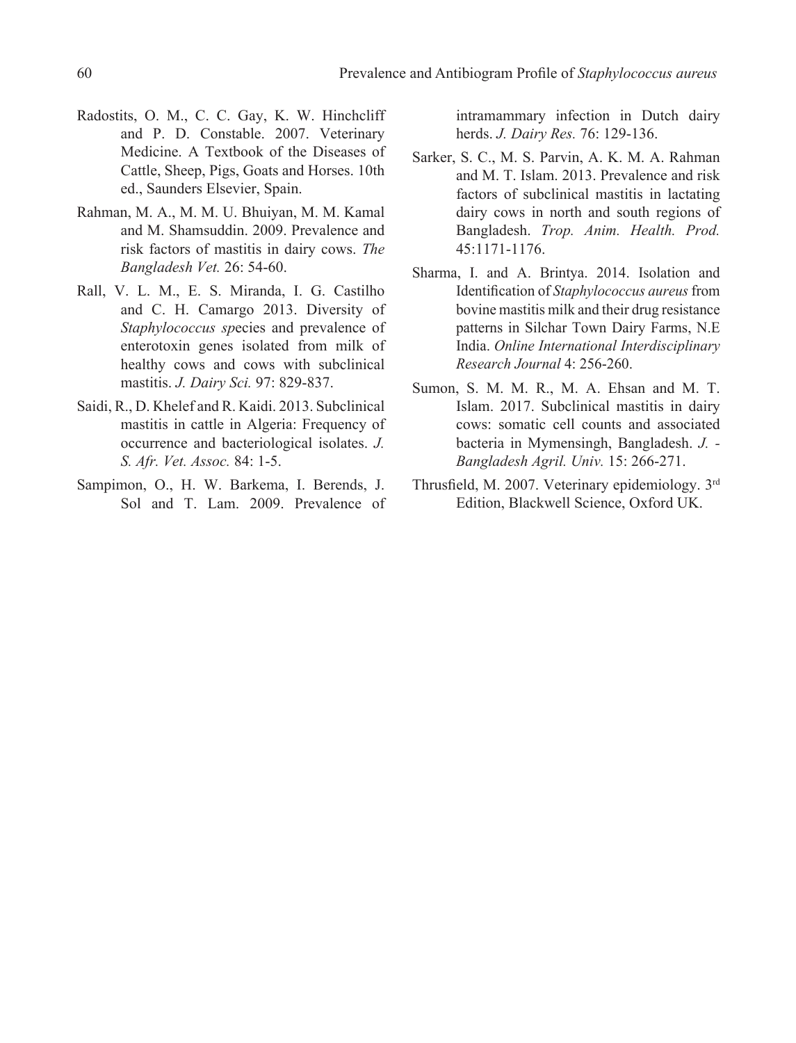Radostits, O. M., C. C. Gay, K. W. Hinchcliff and P. D. Constable. 2007. Veterinary Medicine. A Textbook of the Diseases of Cattle, Sheep, Pigs, Goats and Horses. 10th ed., Saunders Elsevier, Spain.

Rahman, M. A., M. M. U. Bhuiyan, M. M. Kamal and M. Shamsuddin. 2009. Prevalence and risk factors of mastitis in dairy cows. *The Bangladesh Vet.* 26: 54-60.

Rall, V. L. M., E. S. Miranda, I. G. Castilho and C. H. Camargo 2013. Diversity of *Staphylococcus sp*ecies and prevalence of enterotoxin genes isolated from milk of healthy cows and cows with subclinical mastitis. *J. Dairy Sci.* 97: 829-837.

Saidi, R., D. Khelef and R. Kaidi. 2013. Subclinical mastitis in cattle in Algeria: Frequency of occurrence and bacteriological isolates. *J. S. Afr. Vet. Assoc.* 84: 1-5.

Sampimon, O., H. W. Barkema, I. Berends, J. Sol and T. Lam. 2009. Prevalence of intramammary infection in Dutch dairy herds. *J. Dairy Res.* 76: 129-136.

Sarker, S. C., M. S. Parvin, A. K. M. A. Rahman and M. T. Islam. 2013. Prevalence and risk factors of subclinical mastitis in lactating dairy cows in north and south regions of Bangladesh. *Trop. Anim. Health. Prod.* 45:1171-1176.

Sharma, I. and A. Brintya. 2014. Isolation and Identification of *Staphylococcus aureus* from bovine mastitis milk and their drug resistance patterns in Silchar Town Dairy Farms, N.E India. *Online International Interdisciplinary Research Journal* 4: 256-260.

Sumon, S. M. M. R., M. A. Ehsan and M. T. Islam. 2017. Subclinical mastitis in dairy cows: somatic cell counts and associated bacteria in Mymensingh, Bangladesh. *J. - Bangladesh Agril. Univ.* 15: 266-271.

Thrusfield, M. 2007. Veterinary epidemiology. 3rd Edition, Blackwell Science, Oxford UK.